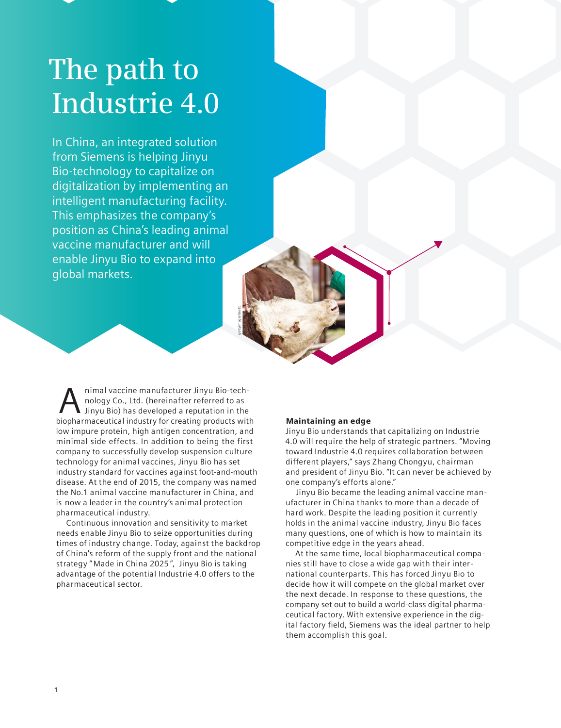# The path to Industrie 4.0

In China, an integrated solution from Siemens is helping Jinyu Bio-technology to capitalize on digitalization by implementing an intelligent manufacturing facility. This emphasizes the company's position as China's leading animal vaccine manufacturer and will enable Jinyu Bio to expand into global markets.

Animal vaccine manufacturer Jinyu Bio-technology Co., Ltd. (hereinafter referred to as Jinyu Bio) has developed a reputation in the biopharmaceutical industry for creating products with low impure protein, high antigen concentration, and minimal side effects. In addition to being the first company to successfully develop suspension culture technology for animal vaccines, Jinyu Bio has set industry standard for vaccines against foot-and-mouth disease. At the end of 2015, the company was named the No.1 animal vaccine manufacturer in China, and is now a leader in the country's animal protection pharmaceutical industry.

Continuous innovation and sensitivity to market needs enable Jinyu Bio to seize opportunities during times of industry change. Today, against the backdrop of China's reform of the supply front and the national strategy "Made in China 2025", Jinyu Bio is taking advantage of the potential Industrie 4.0 offers to the pharmaceutical sector.

**Maintaining an edge**

Jinyu Bio understands that capitalizing on Industrie 4.0 will require the help of strategic partners. "Moving toward Industrie 4.0 requires collaboration between different players," says Zhang Chongyu, chairman and president of Jinyu Bio. "It can never be achieved by one company's efforts alone."

Jinyu Bio became the leading animal vaccine manufacturer in China thanks to more than a decade of hard work. Despite the leading position it currently holds in the animal vaccine industry, Jinyu Bio faces many questions, one of which is how to maintain its competitive edge in the years ahead.

At the same time, local biopharmaceutical companies still have to close a wide gap with their international counterparts. This has forced Jinyu Bio to decide how it will compete on the global market over the next decade. In response to these questions, the company set out to build a world-class digital pharmaceutical factory. With extensive experience in the digital factory field, Siemens was the ideal partner to help them accomplish this goal.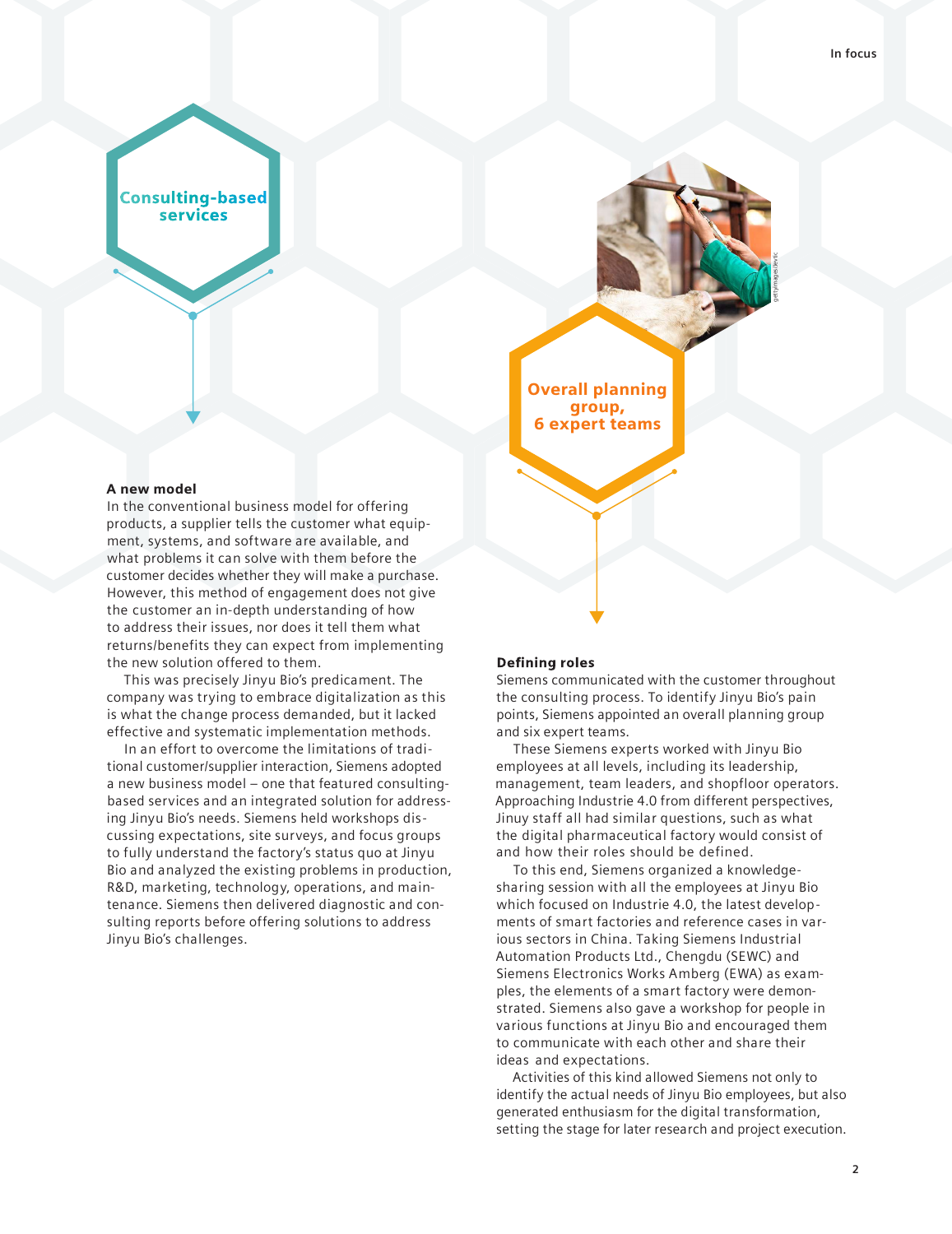Consulting-based services

## A new model

In the conventional business model for offering products, a supplier tells the customer what equipment, systems, and software are available, and what problems it can solve with them before the customer decides whether they will make a purchase. However, this method of engagement does not give the customer an in-depth understanding of how to address their issues, nor does it tell them what returns/benefits they can expect from implementing the new solution offered to them.

This was precisely Jinyu Bio's predicament. The company was trying to embrace digitalization as this is what the change process demanded, but it lacked effective and systematic implementation methods.

In an effort to overcome the limitations of traditional customer/supplier interaction, Siemens adopted a new business model – one that featured consulting-based services and an integrated solution for addressing Jinyu Bio's needs. Siemens held workshops discussing expectations, site surveys, and focus groups to fully understand the factory's status quo at Jinyu Bio and analyzed the existing problems in production, R&D, marketing, technology, operations, and maintenance. Siemens then delivered diagnostic and consulting reports before offering solutions to address Jinyu Bio's challenges.

Overall planning group, 6 expert teams

## Defining roles

Siemens communicated with the customer throughout the consulting process. To identify Jinyu Bio's pain points, Siemens appointed an overall planning group and six expert teams.

These Siemens experts worked with Jinyu Bio employees at all levels, including its leadership, management, team leaders, and shopfloor operators. Approaching Industrie 4.0 from different perspectives, Jinuy staff all had similar questions, such as what the digital pharmaceutical factory would consist of and how their roles should be defined.

To this end, Siemens organized a knowledge-sharing session with all the employees at Jinyu Bio which focused on Industrie 4.0, the latest developments of smart factories and reference cases in various sectors in China. Taking Siemens Industrial Automation Products Ltd., Chengdu (SEWC) and Siemens Electronics Works Amberg (EWA) as examples, the elements of a smart factory were demonstrated. Siemens also gave a workshop for people in various functions at Jinyu Bio and encouraged them to communicate with each other and share their ideas and expectations.

Activities of this kind allowed Siemens not only to identify the actual needs of Jinyu Bio employees, but also generated enthusiasm for the digital transformation, setting the stage for later research and project execution.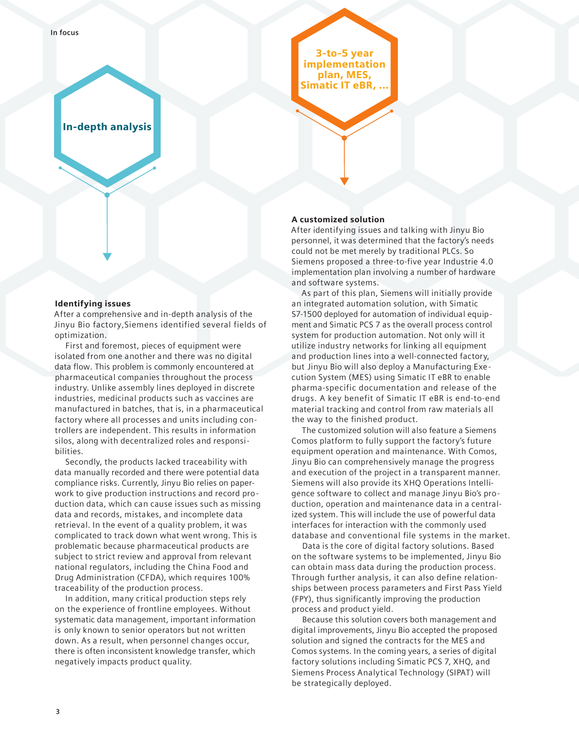In-depth analysis

3-to-5 year implementation plan, MES, Simatic IT eBR, ...

### Identifying issues

After a comprehensive and in-depth analysis of the Jinyu Bio factory,Siemens identified several fields of optimization.

First and foremost, pieces of equipment were isolated from one another and there was no digital data flow. This problem is commonly encountered at pharmaceutical companies throughout the process industry. Unlike assembly lines deployed in discrete industries, medicinal products such as vaccines are manufactured in batches, that is, in a pharmaceutical factory where all processes and units including controllers are independent. This results in information silos, along with decentralized roles and responsibilities.

Secondly, the products lacked traceability with data manually recorded and there were potential data compliance risks. Currently, Jinyu Bio relies on paperwork to give production instructions and record production data, which can cause issues such as missing data and records, mistakes, and incomplete data retrieval. In the event of a quality problem, it was complicated to track down what went wrong. This is problematic because pharmaceutical products are subject to strict review and approval from relevant national regulators, including the China Food and Drug Administration (CFDA), which requires 100% traceability of the production process.

In addition, many critical production steps rely on the experience of frontline employees. Without systematic data management, important information is only known to senior operators but not written down. As a result, when personnel changes occur, there is often inconsistent knowledge transfer, which negatively impacts product quality.

### A customized solution

After identifying issues and talking with Jinyu Bio personnel, it was determined that the factory's needs could not be met merely by traditional PLCs. So Siemens proposed a three-to-five year Industrie 4.0 implementation plan involving a number of hardware and software systems.

As part of this plan, Siemens will initially provide an integrated automation solution, with Simatic S7-1500 deployed for automation of individual equipment and Simatic PCS 7 as the overall process control system for production automation. Not only will it utilize industry networks for linking all equipment and production lines into a well-connected factory, but Jinyu Bio will also deploy a Manufacturing Execution System (MES) using Simatic IT eBR to enable pharma-specific documentation and release of the drugs. A key benefit of Simatic IT eBR is end-to-end material tracking and control from raw materials all the way to the finished product.

The customized solution will also feature a Siemens Comos platform to fully support the factory's future equipment operation and maintenance. With Comos, Jinyu Bio can comprehensively manage the progress and execution of the project in a transparent manner. Siemens will also provide its XHQ Operations Intelligence software to collect and manage Jinyu Bio's production, operation and maintenance data in a centralized system. This will include the use of powerful data interfaces for interaction with the commonly used database and conventional file systems in the market.

Data is the core of digital factory solutions. Based on the software systems to be implemented, Jinyu Bio can obtain mass data during the production process. Through further analysis, it can also define relationships between process parameters and First Pass Yield (FPY), thus significantly improving the production process and product yield.

Because this solution covers both management and digital improvements, Jinyu Bio accepted the proposed solution and signed the contracts for the MES and Comos systems. In the coming years, a series of digital factory solutions including Simatic PCS 7, XHQ, and Siemens Process Analytical Technology (SIPAT) will be strategically deployed.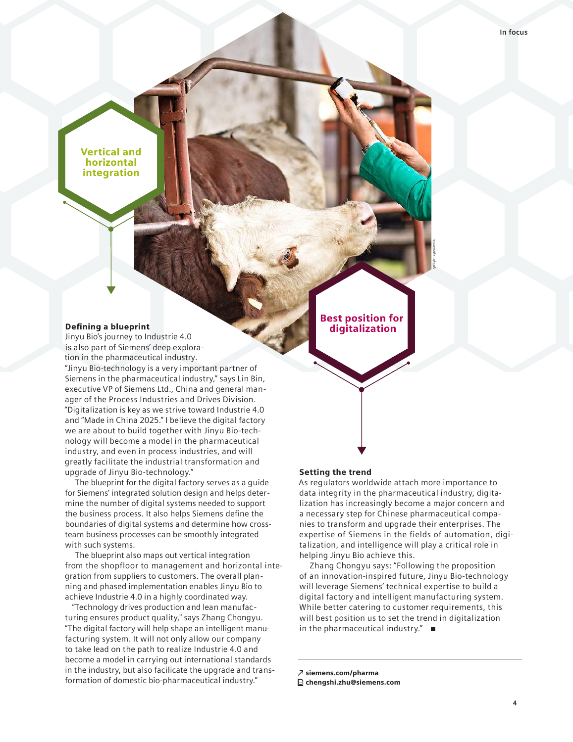Vertical and horizontal integration

### Defining a blueprint

Jinyu Bio's journey to Industrie 4.0 is also part of Siemens' deep exploration in the pharmaceutical industry. "Jinyu Bio-technology is a very important partner of Siemens in the pharmaceutical industry," says Lin Bin, executive VP of Siemens Ltd., China and general manager of the Process Industries and Drives Division. "Digitalization is key as we strive toward Industrie 4.0 and "Made in China 2025." I believe the digital factory we are about to build together with Jinyu Bio-technology will become a model in the pharmaceutical industry, and even in process industries, and will greatly facilitate the industrial transformation and upgrade of Jinyu Bio-technology."

The blueprint for the digital factory serves as a guide for Siemens' integrated solution design and helps determine the number of digital systems needed to support the business process. It also helps Siemens define the boundaries of digital systems and determine how cross-team business processes can be smoothly integrated with such systems.

The blueprint also maps out vertical integration from the shopfloor to management and horizontal integration from suppliers to customers. The overall planning and phased implementation enables Jinyu Bio to achieve Industrie 4.0 in a highly coordinated way.

"Technology drives production and lean manufacturing ensures product quality," says Zhang Chongyu. "The digital factory will help shape an intelligent manufacturing system. It will not only allow our company to take lead on the path to realize Industrie 4.0 and become a model in carrying out international standards in the industry, but also facilitate the upgrade and transformation of domestic bio-pharmaceutical industry."

Best position for digitalization

### Setting the trend

As regulators worldwide attach more importance to data integrity in the pharmaceutical industry, digitalization has increasingly become a major concern and a necessary step for Chinese pharmaceutical companies to transform and upgrade their enterprises. The expertise of Siemens in the fields of automation, digitalization, and intelligence will play a critical role in helping Jinyu Bio achieve this.

Zhang Chongyu says: "Following the proposition of an innovation-inspired future, Jinyu Bio-technology will leverage Siemens' technical expertise to build a digital factory and intelligent manufacturing system. While better catering to customer requirements, this will best position us to set the trend in digitalization in the pharmaceutical industry." ■

---

↗ **siemens.com/pharma**
**chengshi.zhu@siemens.com**